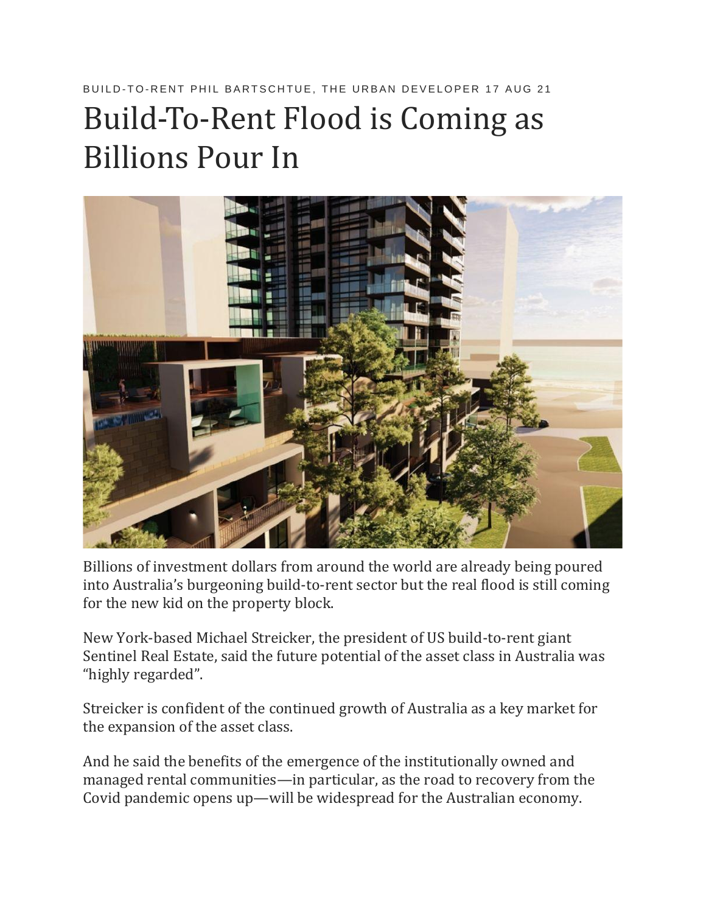BUILD-TO-RENT PHIL BARTSCHTUE, THE URBAN DEVELOPER 17 AUG 21

# Build-To-Rent Flood is Coming as Billions Pour In

Billions of investment dollars from around the world are already being poured into Australia's burgeoning build-to-rent sector but the real flood is still coming for the new kid on the property block.

New York-based Michael Streicker, the president of US build-to-rent giant Sentinel Real Estate, said the future potential of the asset class in Australia was "highly regarded".

Streicker is confident of the continued growth of Australia as a key market for the expansion of the asset class.

And he said the benefits of the emergence of the institutionally owned and managed rental communities—in particular, as the road to recovery from the Covid pandemic opens up—will be widespread for the Australian economy.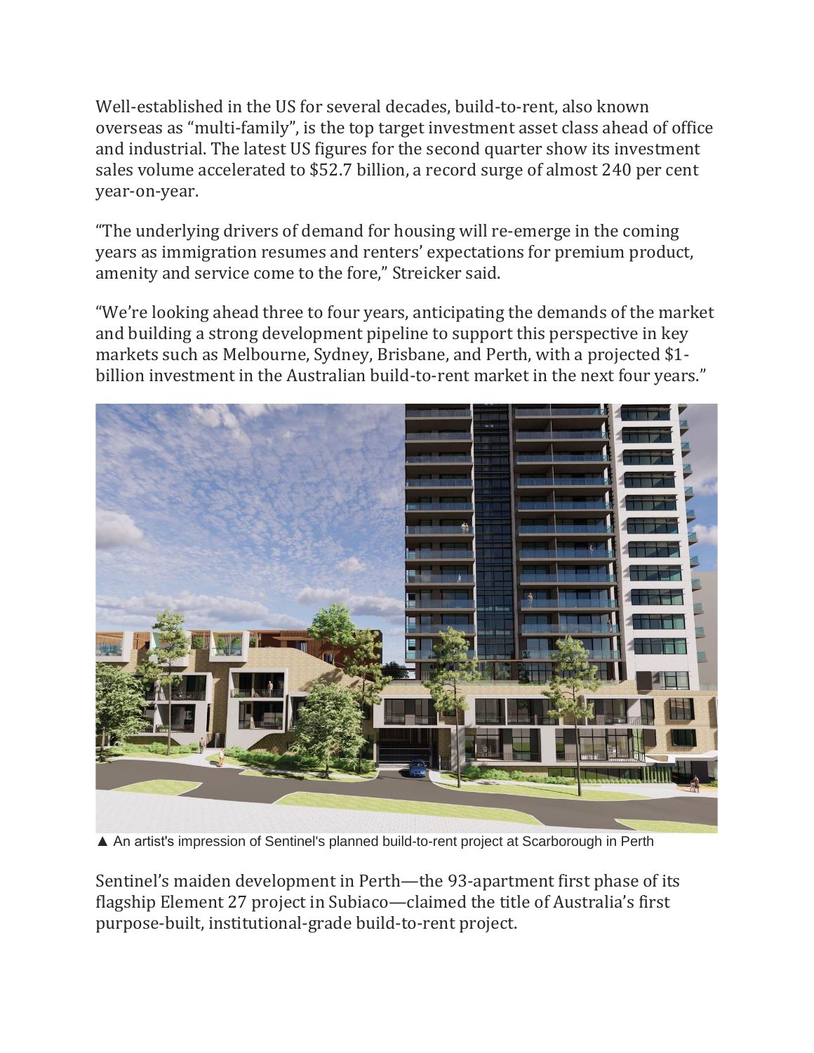Well-established in the US for several decades, build-to-rent, also known overseas as "multi-family", is the top target investment asset class ahead of office and industrial. The latest US figures for the second quarter show its investment sales volume accelerated to $52.7 billion, a record surge of almost 240 per cent year-on-year.

"The underlying drivers of demand for housing will re-emerge in the coming years as immigration resumes and renters' expectations for premium product, amenity and service come to the fore," Streicker said.

"We're looking ahead three to four years, anticipating the demands of the market and building a strong development pipeline to support this perspective in key markets such as Melbourne, Sydney, Brisbane, and Perth, with a projected $1-billion investment in the Australian build-to-rent market in the next four years."

▲ An artist's impression of Sentinel's planned build-to-rent project at Scarborough in Perth

Sentinel's maiden development in Perth—the 93-apartment first phase of its flagship Element 27 project in Subiaco—claimed the title of Australia's first purpose-built, institutional-grade build-to-rent project.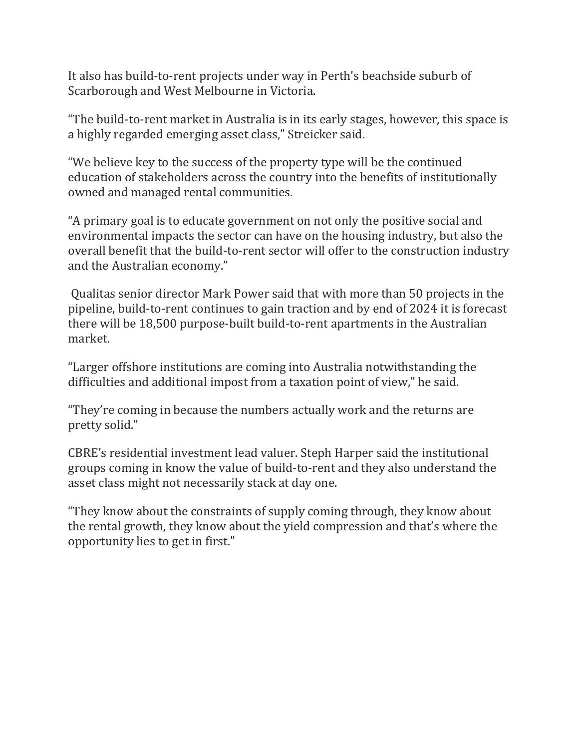It also has build-to-rent projects under way in Perth's beachside suburb of Scarborough and West Melbourne in Victoria.

"The build-to-rent market in Australia is in its early stages, however, this space is a highly regarded emerging asset class," Streicker said.

"We believe key to the success of the property type will be the continued education of stakeholders across the country into the benefits of institutionally owned and managed rental communities.

"A primary goal is to educate government on not only the positive social and environmental impacts the sector can have on the housing industry, but also the overall benefit that the build-to-rent sector will offer to the construction industry and the Australian economy."

Qualitas senior director Mark Power said that with more than 50 projects in the pipeline, build-to-rent continues to gain traction and by end of 2024 it is forecast there will be 18,500 purpose-built build-to-rent apartments in the Australian market.

"Larger offshore institutions are coming into Australia notwithstanding the difficulties and additional impost from a taxation point of view," he said.

"They're coming in because the numbers actually work and the returns are pretty solid."

CBRE's residential investment lead valuer. Steph Harper said the institutional groups coming in know the value of build-to-rent and they also understand the asset class might not necessarily stack at day one.

"They know about the constraints of supply coming through, they know about the rental growth, they know about the yield compression and that's where the opportunity lies to get in first."